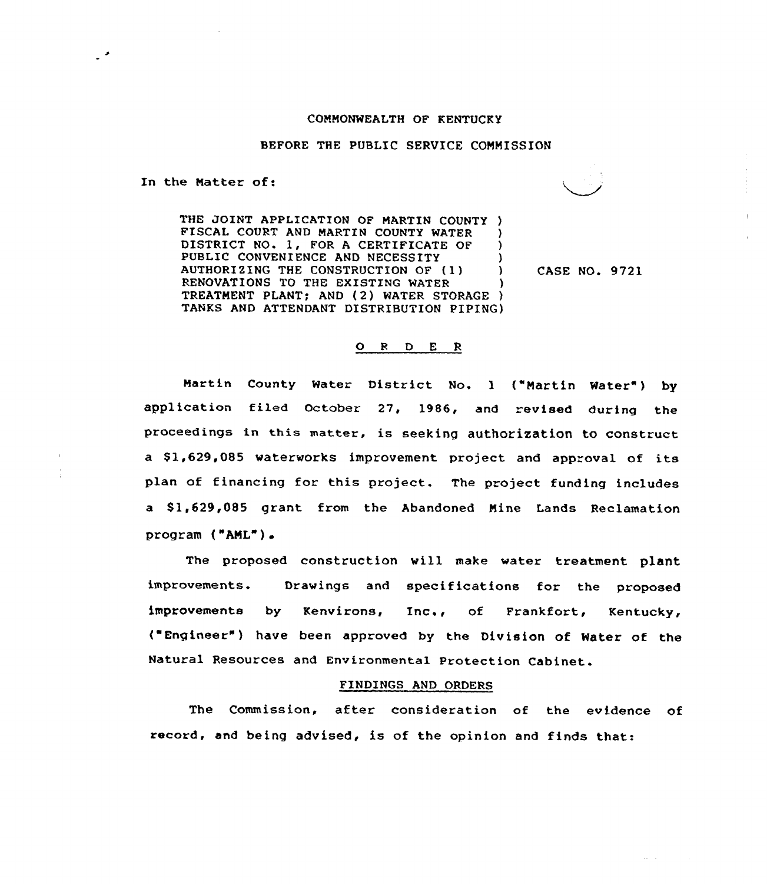COMMONWEALTH OF KENTUCKY

BEFORE THE PUBLIC SERVICE COMMISSION

In the Matter of:

| | | |
|---|---|---|
| THE JOINT APPLICATION OF MARTIN COUNTY FISCAL COURT AND MARTIN COUNTY WATER DISTRICT NO. 1, FOR A CERTIFICATE OF PUBLIC CONVENIENCE AND NECESSITY AUTHORIZING THE CONSTRUCTION OF (1) RENOVATIONS TO THE EXISTING WATER TREATMENT PLANT; AND (2) WATER STORAGE TANKS AND ATTENDANT DISTRIBUTION PIPING | ) | CASE NO. 9721 |

## O R D E R

Martin County Water District No. 1 ("Martin Water") by application filed October 27, 1986, and revised during the proceedings in this matter, is seeking authorization to construct a $1,629,085 waterworks improvement project and approval of its plan of financing for this project. The project funding includes a $1,629,085 grant from the Abandoned Mine Lands Reclamation program ("AML").

The proposed construction will make water treatment plant improvements. Drawings and specifications for the proposed improvements by Kenvirons, Inc., of Frankfort, Kentucky, ("Engineer") have been approved by the Division of Water of the Natural Resources and Environmental Protection Cabinet.

### FINDINGS AND ORDERS

The Commission, after consideration of the evidence of record, and being advised, is of the opinion and finds that: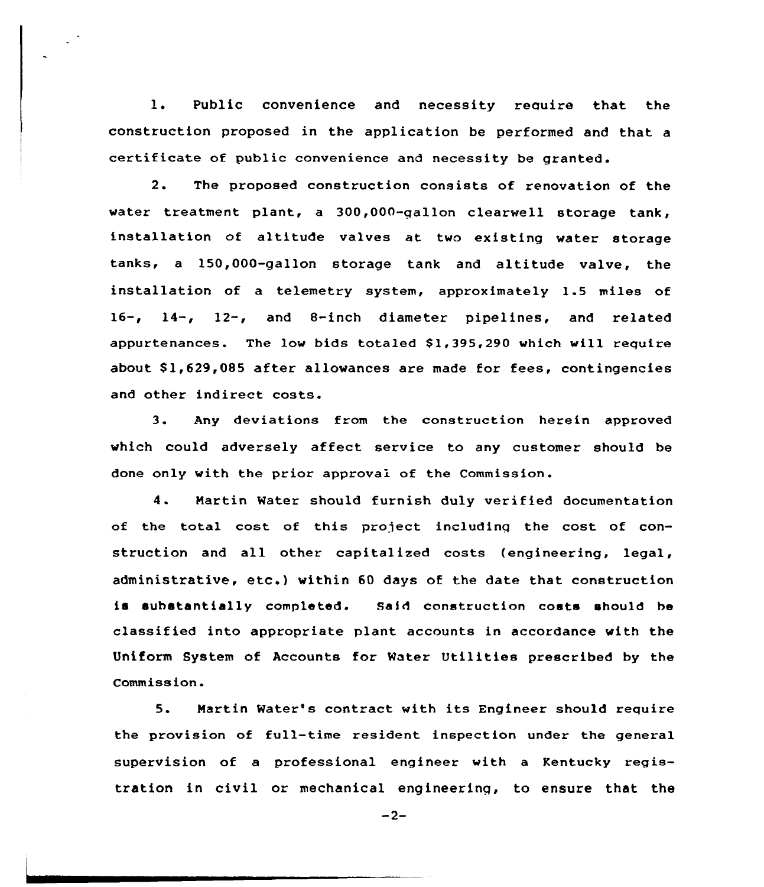1. Public convenience and necessity require that the construction proposed in the application be performed and that a certificate of public convenience and necessity be granted.

2. The proposed construction consists of renovation of the water treatment plant, a 300,000-gallon clearwell storage tank, installation of altitude valves at two existing water storage tanks, a 150,000-gallon storage tank and altitude valve, the installation of a telemetry system, approximately 1.5 miles of 16-, 14-, 12-, and 8-inch diameter pipelines, and related appurtenances. The low bids totaled $1,395,290 which will require about $1,629,085 after allowances are made for fees, contingencies and other indirect costs.

3. Any deviations from the construction herein approved which could adversely affect service to any customer should be done only with the prior approval of the Commission.

4. Martin Water should furnish duly verified documentation of the total cost of this project including the cost of construction and all other capitalized costs (engineering, legal, administrative, etc.) within 60 days of the date that construction is substantially completed. Said construction costs should be classified into appropriate plant accounts in accordance with the Uniform System of Accounts for Water Utilities prescribed by the Commission.

5. Martin Water's contract with its Engineer should require the provision of full-time resident inspection under the general supervision of a professional engineer with a Kentucky registration in civil or mechanical engineering, to ensure that the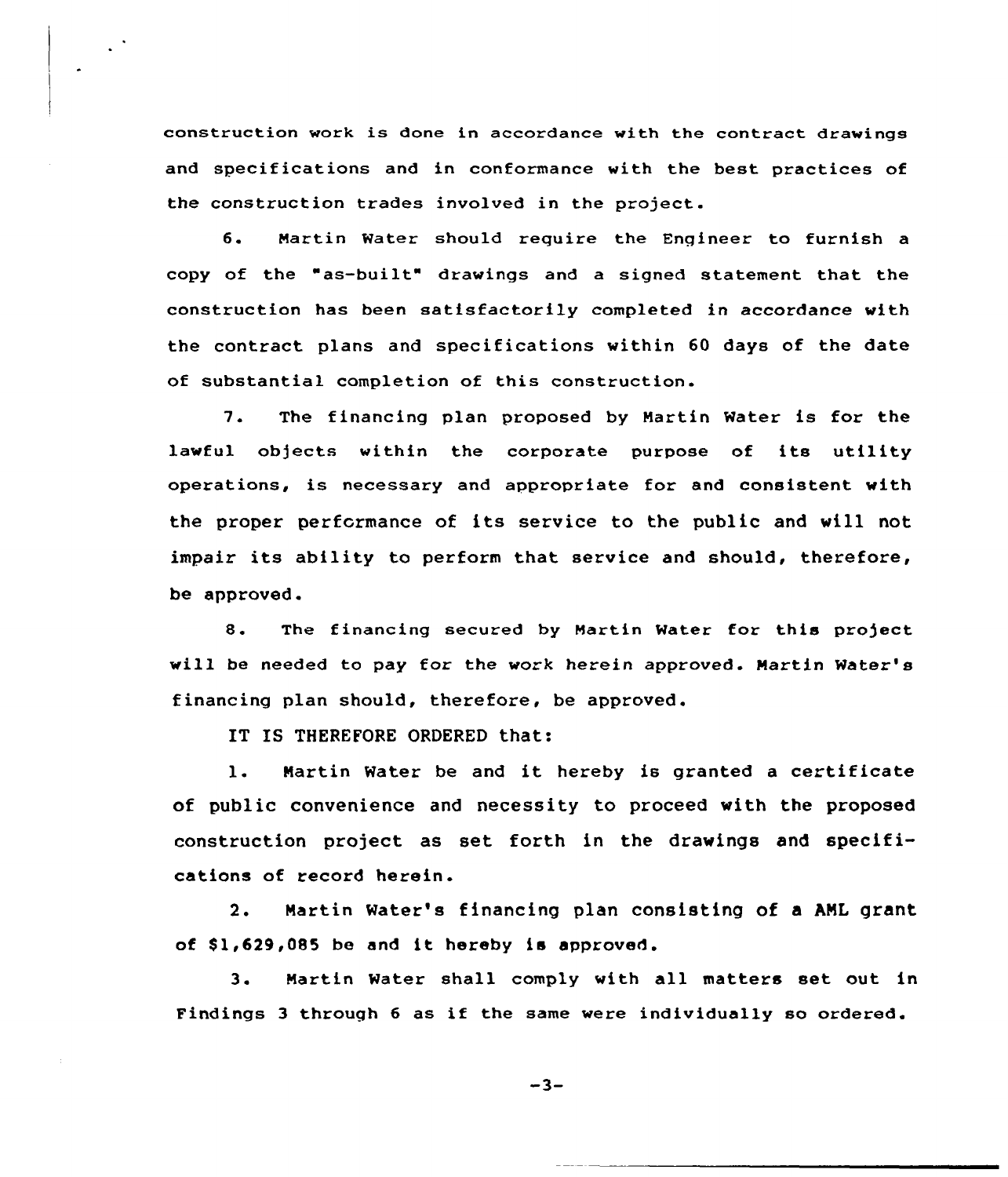construction work is done in accordance with the contract drawings and specifications and in conformance with the best practices of the construction trades involved in the project.

6. Martin Water should require the Engineer to furnish a copy of the "as-built" drawings and a signed statement that the construction has been satisfactorily completed in accordance with the contract plans and specifications within 60 days of the date of substantial completion of this construction.

7. The financing plan proposed by Martin Water is for the lawful objects within the corporate purpose of its utility operations, is necessary and appropriate for and consistent with the proper performance of its service to the public and will not impair its ability to perform that service and should, therefore, be approved.

8. The financing secured by Martin Water for this project will be needed to pay for the work herein approved. Martin Water's financing plan should, therefore, be approved.

IT IS THEREFORE ORDERED that:

1. Martin Water be and it hereby is granted a certificate of public convenience and necessity to proceed with the proposed construction project as set forth in the drawings and specifications of record herein.

2. Martin Water's financing plan consisting of a AML grant of $1,629,085 be and it hereby is approved.

3. Martin Water shall comply with all matters set out in Findings 3 through 6 as if the same were individually so ordered.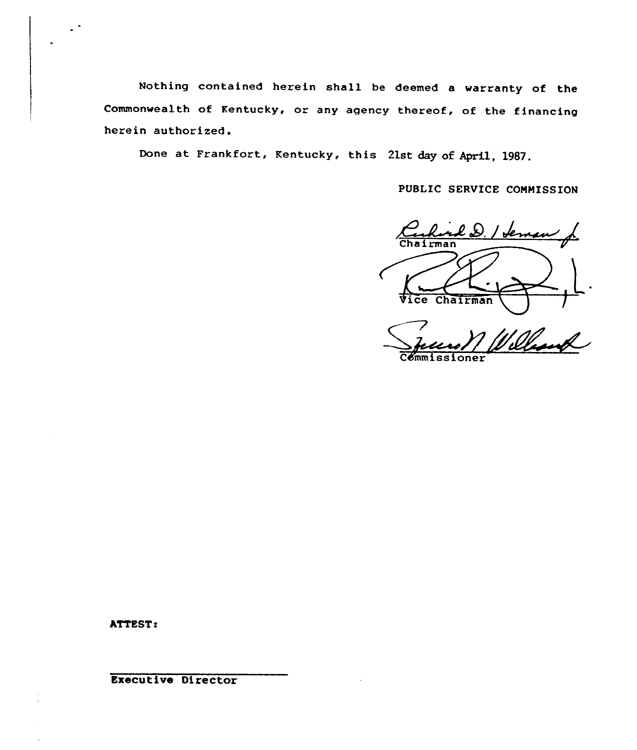Nothing contained herein shall be deemed a warranty of the Commonwealth of Kentucky, or any agency thereof, of the financing herein authorized.

Done at Frankfort, Kentucky, this 21st day of April, 1987.

PUBLIC SERVICE COMMISSION

Chairman

Vice Chairman

Commissioner

ATTEST:

Executive Director